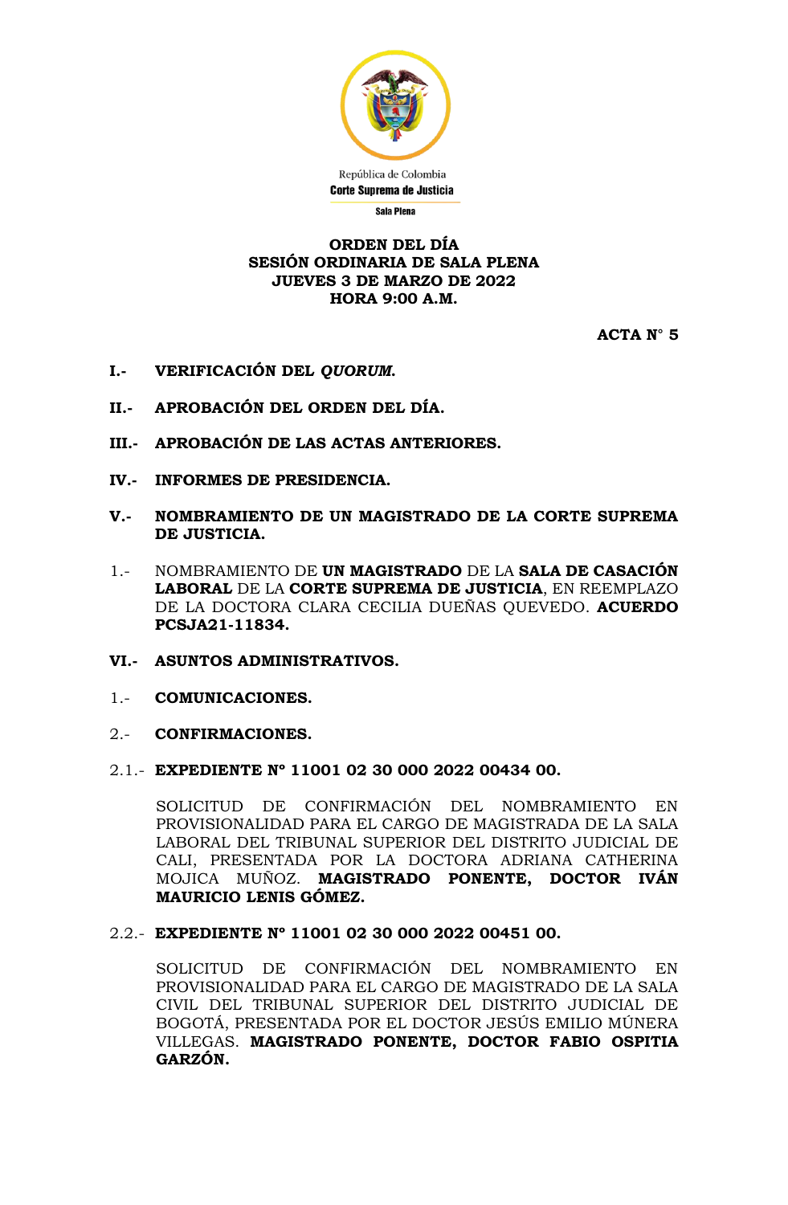República de Colombia
**Corte Suprema de Justicia**
**Sala Plena**

**ORDEN DEL DÍA**
**SESIÓN ORDINARIA DE SALA PLENA**
**JUEVES 3 DE MARZO DE 2022**
**HORA 9:00 A.M.**

**ACTA N° 5**

**I.- VERIFICACIÓN DEL *QUORUM*.**

**II.- APROBACIÓN DEL ORDEN DEL DÍA.**

**III.- APROBACIÓN DE LAS ACTAS ANTERIORES.**

**IV.- INFORMES DE PRESIDENCIA.**

**V.- NOMBRAMIENTO DE UN MAGISTRADO DE LA CORTE SUPREMA DE JUSTICIA.**

1.- NOMBRAMIENTO DE **UN MAGISTRADO** DE LA **SALA DE CASACIÓN LABORAL** DE LA **CORTE SUPREMA DE JUSTICIA**, EN REEMPLAZO DE LA DOCTORA CLARA CECILIA DUEÑAS QUEVEDO. **ACUERDO PCSJA21-11834.**

**VI.- ASUNTOS ADMINISTRATIVOS.**

1.- **COMUNICACIONES.**

2.- **CONFIRMACIONES.**

2.1.- **EXPEDIENTE Nº 11001 02 30 000 2022 00434 00.**

SOLICITUD DE CONFIRMACIÓN DEL NOMBRAMIENTO EN PROVISIONALIDAD PARA EL CARGO DE MAGISTRADA DE LA SALA LABORAL DEL TRIBUNAL SUPERIOR DEL DISTRITO JUDICIAL DE CALI, PRESENTADA POR LA DOCTORA ADRIANA CATHERINA MOJICA MUÑOZ. **MAGISTRADO PONENTE, DOCTOR IVÁN MAURICIO LENIS GÓMEZ.**

2.2.- **EXPEDIENTE Nº 11001 02 30 000 2022 00451 00.**

SOLICITUD DE CONFIRMACIÓN DEL NOMBRAMIENTO EN PROVISIONALIDAD PARA EL CARGO DE MAGISTRADO DE LA SALA CIVIL DEL TRIBUNAL SUPERIOR DEL DISTRITO JUDICIAL DE BOGOTÁ, PRESENTADA POR EL DOCTOR JESÚS EMILIO MÚNERA VILLEGAS. **MAGISTRADO PONENTE, DOCTOR FABIO OSPITIA GARZÓN.**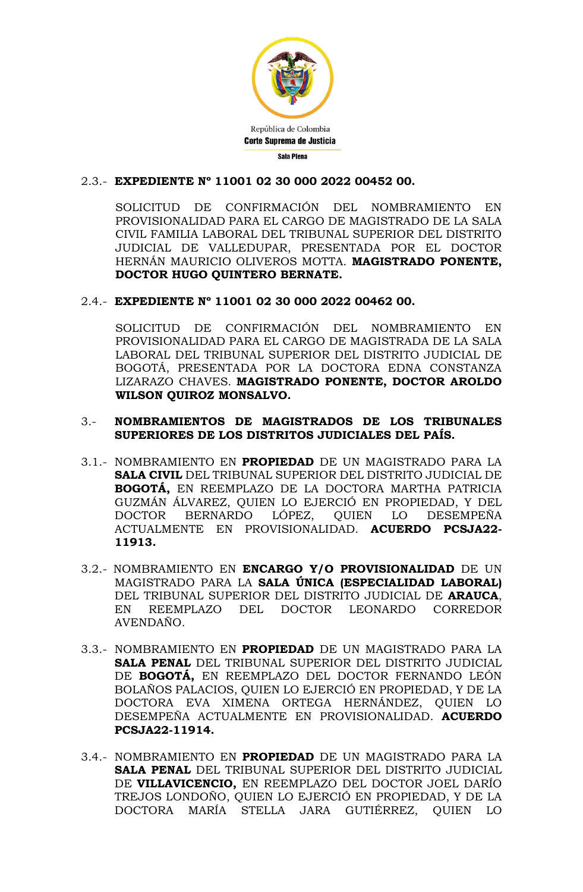2.3.- **EXPEDIENTE Nº 11001 02 30 000 2022 00452 00.**

SOLICITUD DE CONFIRMACIÓN DEL NOMBRAMIENTO EN PROVISIONALIDAD PARA EL CARGO DE MAGISTRADO DE LA SALA CIVIL FAMILIA LABORAL DEL TRIBUNAL SUPERIOR DEL DISTRITO JUDICIAL DE VALLEDUPAR, PRESENTADA POR EL DOCTOR HERNÁN MAURICIO OLIVEROS MOTTA. **MAGISTRADO PONENTE, DOCTOR HUGO QUINTERO BERNATE.**

2.4.- **EXPEDIENTE Nº 11001 02 30 000 2022 00462 00.**

SOLICITUD DE CONFIRMACIÓN DEL NOMBRAMIENTO EN PROVISIONALIDAD PARA EL CARGO DE MAGISTRADA DE LA SALA LABORAL DEL TRIBUNAL SUPERIOR DEL DISTRITO JUDICIAL DE BOGOTÁ, PRESENTADA POR LA DOCTORA EDNA CONSTANZA LIZARAZO CHAVES. **MAGISTRADO PONENTE, DOCTOR AROLDO WILSON QUIROZ MONSALVO.**

3.- **NOMBRAMIENTOS DE MAGISTRADOS DE LOS TRIBUNALES SUPERIORES DE LOS DISTRITOS JUDICIALES DEL PAÍS.**

3.1.- NOMBRAMIENTO EN **PROPIEDAD** DE UN MAGISTRADO PARA LA **SALA CIVIL** DEL TRIBUNAL SUPERIOR DEL DISTRITO JUDICIAL DE **BOGOTÁ,** EN REEMPLAZO DE LA DOCTORA MARTHA PATRICIA GUZMÁN ÁLVAREZ, QUIEN LO EJERCIÓ EN PROPIEDAD, Y DEL DOCTOR BERNARDO LÓPEZ, QUIEN LO DESEMPEÑA ACTUALMENTE EN PROVISIONALIDAD. **ACUERDO PCSJA22-11913.**

3.2.- NOMBRAMIENTO EN **ENCARGO Y/O PROVISIONALIDAD** DE UN MAGISTRADO PARA LA **SALA ÚNICA (ESPECIALIDAD LABORAL)** DEL TRIBUNAL SUPERIOR DEL DISTRITO JUDICIAL DE **ARAUCA**, EN REEMPLAZO DEL DOCTOR LEONARDO CORREDOR AVENDAÑO.

3.3.- NOMBRAMIENTO EN **PROPIEDAD** DE UN MAGISTRADO PARA LA **SALA PENAL** DEL TRIBUNAL SUPERIOR DEL DISTRITO JUDICIAL DE **BOGOTÁ,** EN REEMPLAZO DEL DOCTOR FERNANDO LEÓN BOLAÑOS PALACIOS, QUIEN LO EJERCIÓ EN PROPIEDAD, Y DE LA DOCTORA EVA XIMENA ORTEGA HERNÁNDEZ, QUIEN LO DESEMPEÑA ACTUALMENTE EN PROVISIONALIDAD. **ACUERDO PCSJA22-11914.**

3.4.- NOMBRAMIENTO EN **PROPIEDAD** DE UN MAGISTRADO PARA LA **SALA PENAL** DEL TRIBUNAL SUPERIOR DEL DISTRITO JUDICIAL DE **VILLAVICENCIO,** EN REEMPLAZO DEL DOCTOR JOEL DARÍO TREJOS LONDOÑO, QUIEN LO EJERCIÓ EN PROPIEDAD, Y DE LA DOCTORA MARÍA STELLA JARA GUTIÉRREZ, QUIEN LO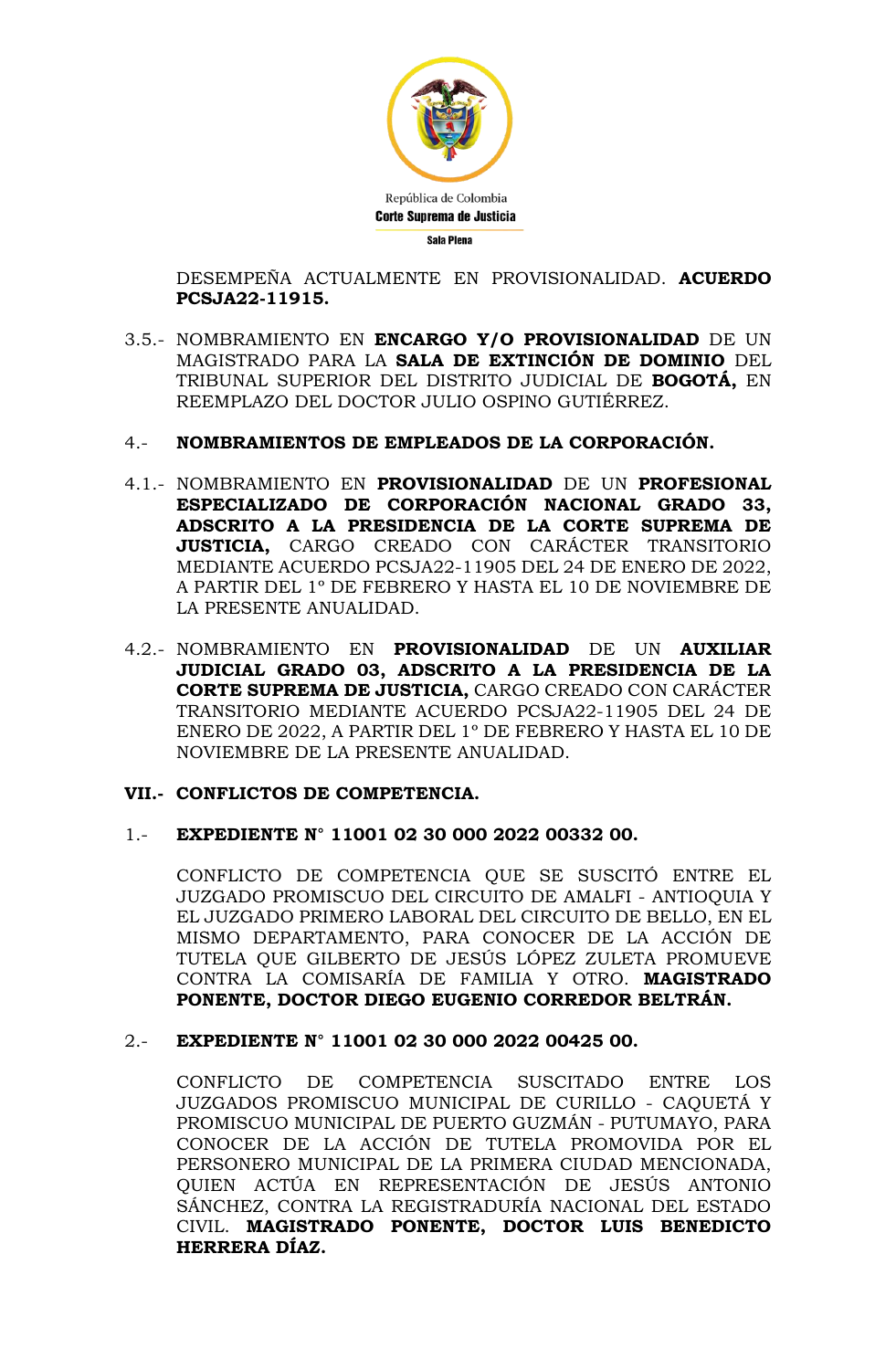DESEMPEÑA ACTUALMENTE EN PROVISIONALIDAD. **ACUERDO PCSJA22-11915.**

3.5.- NOMBRAMIENTO EN **ENCARGO Y/O PROVISIONALIDAD** DE UN MAGISTRADO PARA LA **SALA DE EXTINCIÓN DE DOMINIO** DEL TRIBUNAL SUPERIOR DEL DISTRITO JUDICIAL DE **BOGOTÁ,** EN REEMPLAZO DEL DOCTOR JULIO OSPINO GUTIÉRREZ.

4.- **NOMBRAMIENTOS DE EMPLEADOS DE LA CORPORACIÓN.**

4.1.- NOMBRAMIENTO EN **PROVISIONALIDAD** DE UN **PROFESIONAL ESPECIALIZADO DE CORPORACIÓN NACIONAL GRADO 33, ADSCRITO A LA PRESIDENCIA DE LA CORTE SUPREMA DE JUSTICIA,** CARGO CREADO CON CARÁCTER TRANSITORIO MEDIANTE ACUERDO PCSJA22-11905 DEL 24 DE ENERO DE 2022, A PARTIR DEL 1º DE FEBRERO Y HASTA EL 10 DE NOVIEMBRE DE LA PRESENTE ANUALIDAD.

4.2.- NOMBRAMIENTO EN **PROVISIONALIDAD** DE UN **AUXILIAR JUDICIAL GRADO 03, ADSCRITO A LA PRESIDENCIA DE LA CORTE SUPREMA DE JUSTICIA,** CARGO CREADO CON CARÁCTER TRANSITORIO MEDIANTE ACUERDO PCSJA22-11905 DEL 24 DE ENERO DE 2022, A PARTIR DEL 1º DE FEBRERO Y HASTA EL 10 DE NOVIEMBRE DE LA PRESENTE ANUALIDAD.

## VII.- CONFLICTOS DE COMPETENCIA.

1.- **EXPEDIENTE N° 11001 02 30 000 2022 00332 00.**

CONFLICTO DE COMPETENCIA QUE SE SUSCITÓ ENTRE EL JUZGADO PROMISCUO DEL CIRCUITO DE AMALFI - ANTIOQUIA Y EL JUZGADO PRIMERO LABORAL DEL CIRCUITO DE BELLO, EN EL MISMO DEPARTAMENTO, PARA CONOCER DE LA ACCIÓN DE TUTELA QUE GILBERTO DE JESÚS LÓPEZ ZULETA PROMUEVE CONTRA LA COMISARÍA DE FAMILIA Y OTRO. **MAGISTRADO PONENTE, DOCTOR DIEGO EUGENIO CORREDOR BELTRÁN.**

2.- **EXPEDIENTE N° 11001 02 30 000 2022 00425 00.**

CONFLICTO DE COMPETENCIA SUSCITADO ENTRE LOS JUZGADOS PROMISCUO MUNICIPAL DE CURILLO - CAQUETÁ Y PROMISCUO MUNICIPAL DE PUERTO GUZMÁN - PUTUMAYO, PARA CONOCER DE LA ACCIÓN DE TUTELA PROMOVIDA POR EL PERSONERO MUNICIPAL DE LA PRIMERA CIUDAD MENCIONADA, QUIEN ACTÚA EN REPRESENTACIÓN DE JESÚS ANTONIO SÁNCHEZ, CONTRA LA REGISTRADURÍA NACIONAL DEL ESTADO CIVIL. **MAGISTRADO PONENTE, DOCTOR LUIS BENEDICTO HERRERA DÍAZ.**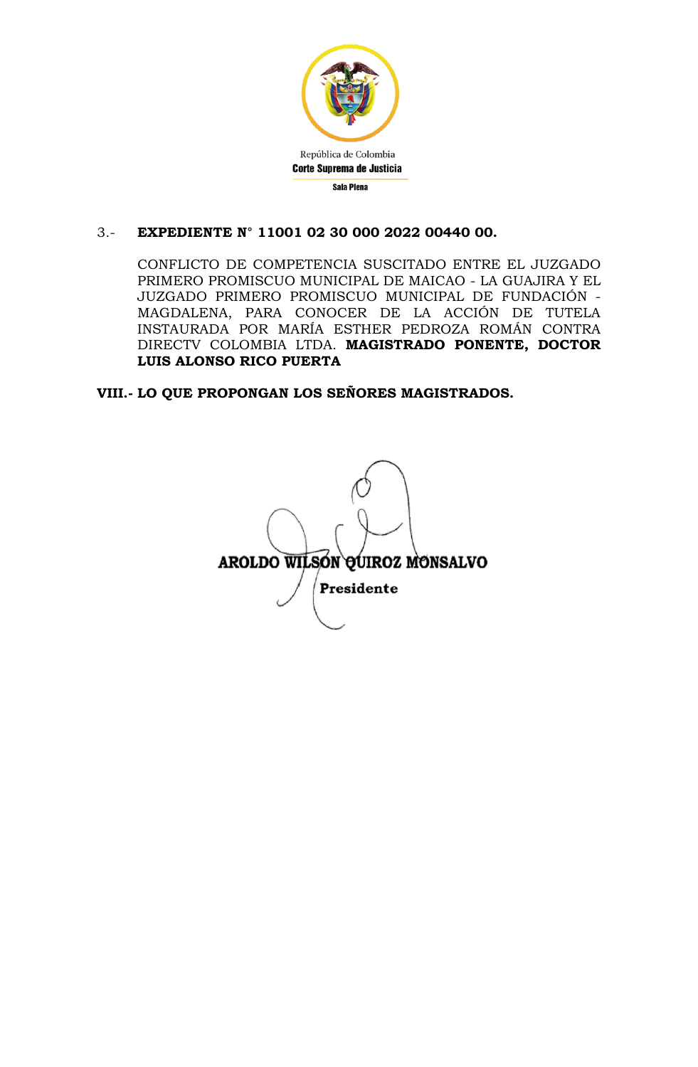República de Colombia
**Corte Suprema de Justicia**
**Sala Plena**

3.- **EXPEDIENTE N° 11001 02 30 000 2022 00440 00.**

CONFLICTO DE COMPETENCIA SUSCITADO ENTRE EL JUZGADO PRIMERO PROMISCUO MUNICIPAL DE MAICAO - LA GUAJIRA Y EL JUZGADO PRIMERO PROMISCUO MUNICIPAL DE FUNDACIÓN - MAGDALENA, PARA CONOCER DE LA ACCIÓN DE TUTELA INSTAURADA POR MARÍA ESTHER PEDROZA ROMÁN CONTRA DIRECTV COLOMBIA LTDA. **MAGISTRADO PONENTE, DOCTOR LUIS ALONSO RICO PUERTA**

**VIII.- LO QUE PROPONGAN LOS SEÑORES MAGISTRADOS.**

**AROLDO WILSON QUIROZ MONSALVO**
**Presidente**